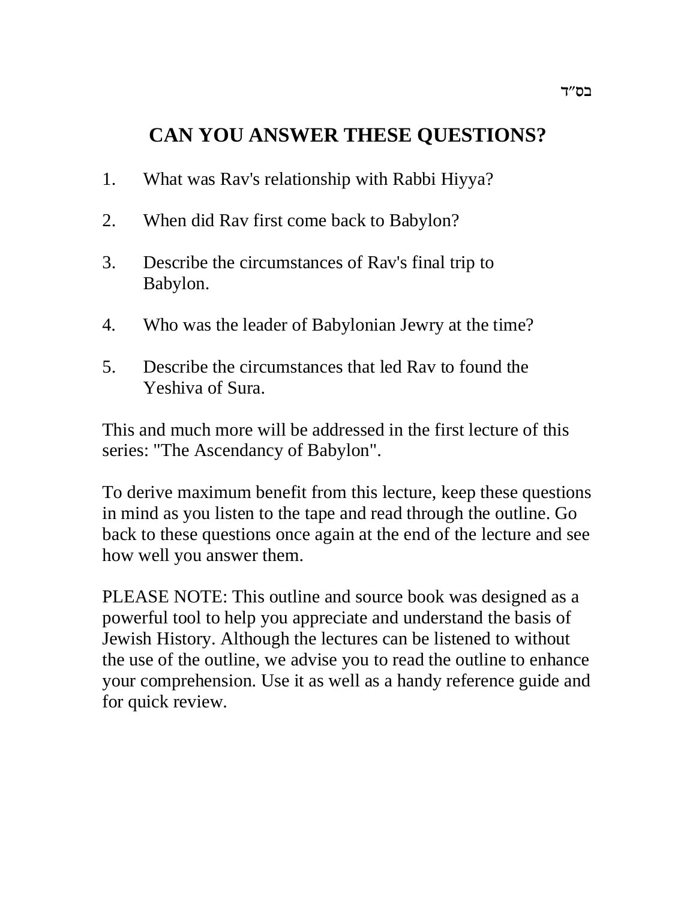בס״ד

# CAN YOU ANSWER THESE QUESTIONS?

1. What was Rav's relationship with Rabbi Hiyya?

2. When did Rav first come back to Babylon?

3. Describe the circumstances of Rav's final trip to Babylon.

4. Who was the leader of Babylonian Jewry at the time?

5. Describe the circumstances that led Rav to found the Yeshiva of Sura.

This and much more will be addressed in the first lecture of this series: "The Ascendancy of Babylon".

To derive maximum benefit from this lecture, keep these questions in mind as you listen to the tape and read through the outline. Go back to these questions once again at the end of the lecture and see how well you answer them.

PLEASE NOTE: This outline and source book was designed as a powerful tool to help you appreciate and understand the basis of Jewish History. Although the lectures can be listened to without the use of the outline, we advise you to read the outline to enhance your comprehension. Use it as well as a handy reference guide and for quick review.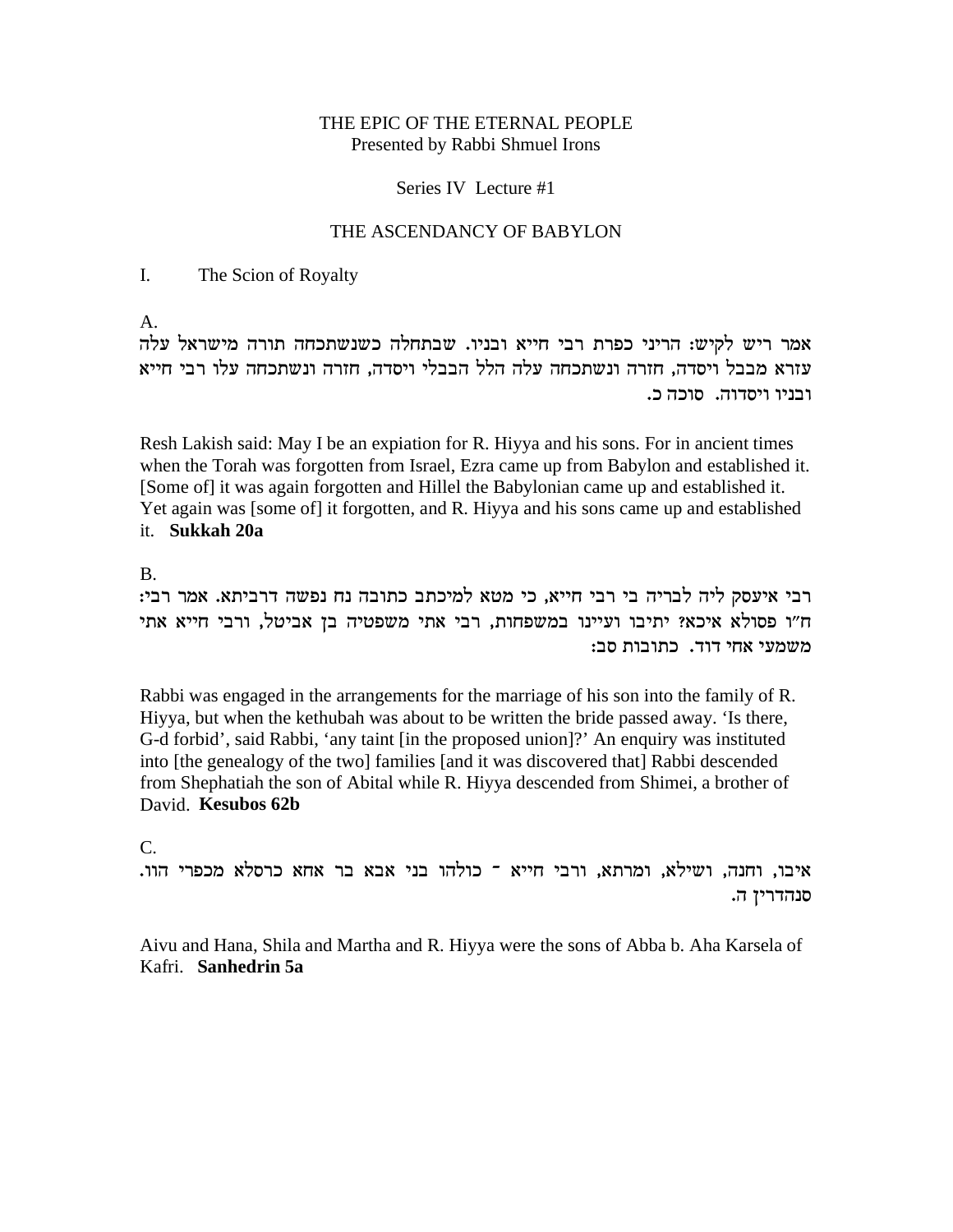THE EPIC OF THE ETERNAL PEOPLE
Presented by Rabbi Shmuel Irons

Series IV Lecture #1

# THE ASCENDANCY OF BABYLON

## I. The Scion of Royalty

A.

אמר ריש לקיש: הריני כפרת רבי חייא ובניו. שבתחלה כשנשתכחה תורה מישראל עלה עזרא מבבל ויסדה, חזרה ונשתכחה עלה הלל הבבלי ויסדה, חזרה ונשתכחה עלו רבי חייא ובניו ויסדוה. סוכה כ.

Resh Lakish said: May I be an expiation for R. Hiyya and his sons. For in ancient times when the Torah was forgotten from Israel, Ezra came up from Babylon and established it. [Some of] it was again forgotten and Hillel the Babylonian came up and established it. Yet again was [some of] it forgotten, and R. Hiyya and his sons came up and established it. **Sukkah 20a**

B.

רבי איעסק ליה לבריה בי רבי חייא, כי מטא למיכתב כתובה נח נפשה דרביתא. אמר רבי: ח"ו פסולא איכא? יתיבו ועיינו במשפחות, רבי אתי משפטיה בן אביטל, ורבי חייא אתי משמעי אחי דוד. כתובות סב:

Rabbi was engaged in the arrangements for the marriage of his son into the family of R. Hiyya, but when the kethubah was about to be written the bride passed away. 'Is there, G-d forbid', said Rabbi, 'any taint [in the proposed union]?' An enquiry was instituted into [the genealogy of the two] families [and it was discovered that] Rabbi descended from Shephatiah the son of Abital while R. Hiyya descended from Shimei, a brother of David. **Kesubos 62b**

C.

איבו, וחנה, ושילא, ומרתא, ורבי חייא - כולהו בני אבא בר אחא כרסלא מכפרי הוו. סנהדרין ה.

Aivu and Hana, Shila and Martha and R. Hiyya were the sons of Abba b. Aha Karsela of Kafri. **Sanhedrin 5a**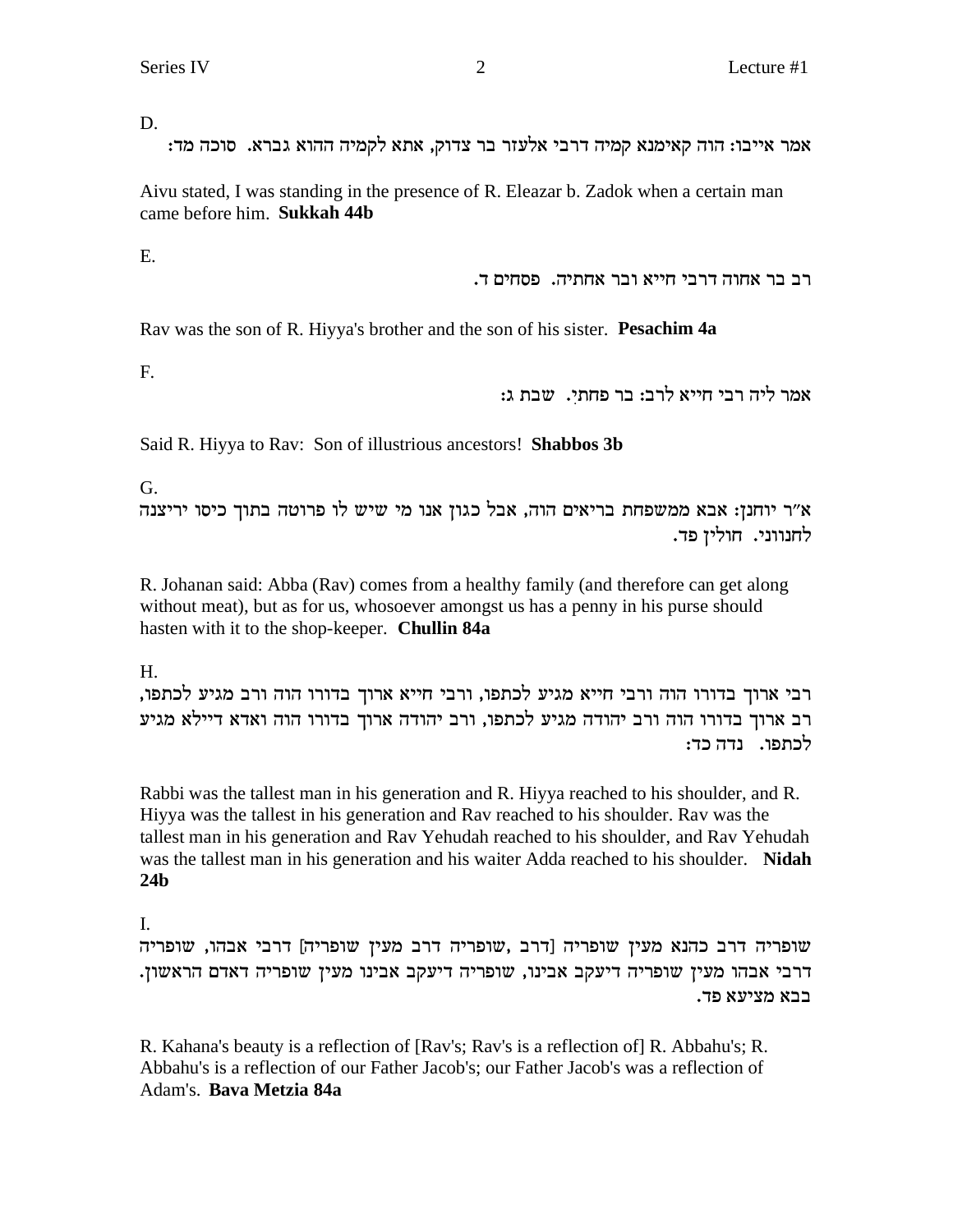D.

אמר אייבו: הוה קאימנא קמיה דרבי אלעזר בר צדוק, אתא לקמיה ההוא גברא. סוכה מד:

Aivu stated, I was standing in the presence of R. Eleazar b. Zadok when a certain man came before him. **Sukkah 44b**

E.

רב בר אחוה דרבי חייא ובר אחתיה. פסחים ד.

Rav was the son of R. Hiyya's brother and the son of his sister. **Pesachim 4a**

F.

אמר ליה רבי חייא לרב: בר פחתי. שבת ג:

Said R. Hiyya to Rav: Son of illustrious ancestors! **Shabbos 3b**

G.

א"ר יוחנן: אבא ממשפחת בריאים הוה, אבל כגון אנו מי שיש לו פרוטה בתוך כיסו יריצנה לחנווני. חולין פד.

R. Johanan said: Abba (Rav) comes from a healthy family (and therefore can get along without meat), but as for us, whosoever amongst us has a penny in his purse should hasten with it to the shop-keeper. **Chullin 84a**

H.

רבי ארוך בדורו הוה ורבי חייא מגיע לכתפו, ורבי חייא ארוך בדורו הוה ורב מגיע לכתפו, רב ארוך בדורו הוה ורב יהודה מגיע לכתפו, ורב יהודה ארוך בדורו הוה ואדא דיילא מגיע לכתפו. נדה כד:

Rabbi was the tallest man in his generation and R. Hiyya reached to his shoulder, and R. Hiyya was the tallest in his generation and Rav reached to his shoulder. Rav was the tallest man in his generation and Rav Yehudah reached to his shoulder, and Rav Yehudah was the tallest man in his generation and his waiter Adda reached to his shoulder. **Nidah 24b**

I.

שופריה דרב כהנא מעין שופריה [דרב, שופריה דרב מעין שופריה] דרבי אבהו, שופריה דרבי אבהו מעין שופריה דיעקב אבינו, שופריה דיעקב אבינו מעין שופריה דאדם הראשון. בבא מציעא פד.

R. Kahana's beauty is a reflection of [Rav's; Rav's is a reflection of] R. Abbahu's; R. Abbahu's is a reflection of our Father Jacob's; our Father Jacob's was a reflection of Adam's. **Bava Metzia 84a**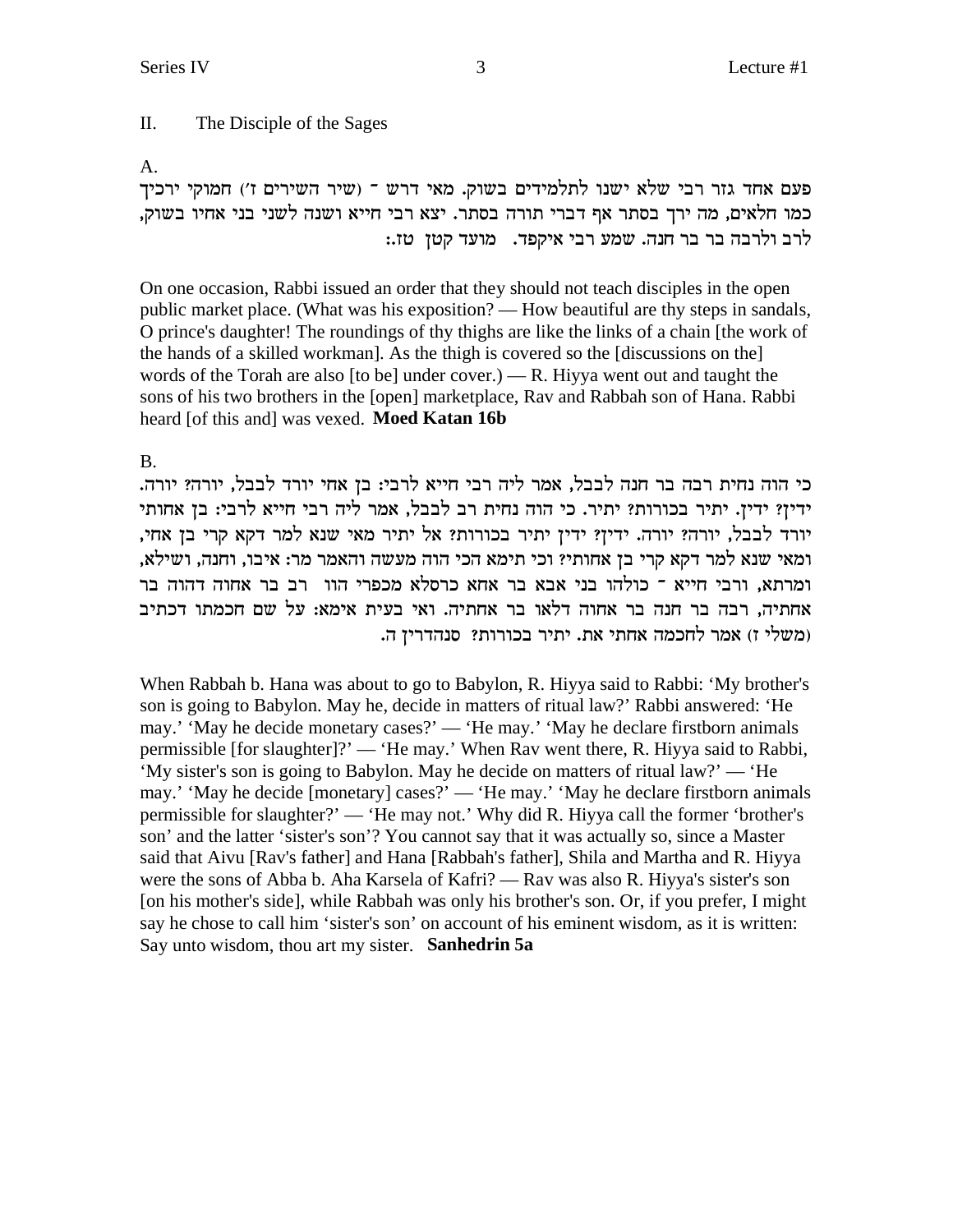## II. The Disciple of the Sages

A.

פעם אחד גזר רבי שלא ישנו לתלמידים בשוק. מאי דרש ־ (שיר השירים ז') חמוקי ירכיך כמו חלאים, מה ירך בסתר אף דברי תורה בסתר. יצא רבי חייא ושנה לשני בני אחיו בשוק, לרב ולרבה בר בר חנה. שמע רבי איקפד. מועד קטן טז:.

On one occasion, Rabbi issued an order that they should not teach disciples in the open public market place. (What was his exposition? — How beautiful are thy steps in sandals, O prince's daughter! The roundings of thy thighs are like the links of a chain [the work of the hands of a skilled workman]. As the thigh is covered so the [discussions on the] words of the Torah are also [to be] under cover.) — R. Hiyya went out and taught the sons of his two brothers in the [open] marketplace, Rav and Rabbah son of Hana. Rabbi heard [of this and] was vexed. **Moed Katan 16b**

B.

כי הוה נחית רבה בר חנה לבבל, אמר ליה רבי חייא לרבי: בן אחי יורד לבבל, יורה? יורה. ידין? ידין. יתיר בכורות? יתיר. כי הוה נחית רב לבבל, אמר ליה רבי חייא לרבי: בן אחותי יורד לבבל, יורה? יורה. ידין? ידין יתיר בכורות? אל יתיר מאי שנא למר דקא קרי בן אחי, ומאי שנא למר דקא קרי בן אחותי? וכי תימא הכי הוה מעשה והאמר מר: איבו, וחנה, ושילא, ומרתא, ורבי חייא ־ כולהו בני אבא בר אחא כרסלא מכפרי הוו רב בר אחוה דהוה בר אחתיה, רבה בר חנה בר אחוה דלאו בר אחתיה. ואי בעית אימא: על שם חכמתו דכתיב (משלי ז) אמר לחכמה אחתי את. יתיר בכורות? סנהדרין ה.

When Rabbah b. Hana was about to go to Babylon, R. Hiyya said to Rabbi: 'My brother's son is going to Babylon. May he, decide in matters of ritual law?' Rabbi answered: 'He may.' 'May he decide monetary cases?' — 'He may.' 'May he declare firstborn animals permissible [for slaughter]?' — 'He may.' When Rav went there, R. Hiyya said to Rabbi, 'My sister's son is going to Babylon. May he decide on matters of ritual law?' — 'He may.' 'May he decide [monetary] cases?' — 'He may.' 'May he declare firstborn animals permissible for slaughter?' — 'He may not.' Why did R. Hiyya call the former 'brother's son' and the latter 'sister's son'? You cannot say that it was actually so, since a Master said that Aivu [Rav's father] and Hana [Rabbah's father], Shila and Martha and R. Hiyya were the sons of Abba b. Aha Karsela of Kafri? — Rav was also R. Hiyya's sister's son [on his mother's side], while Rabbah was only his brother's son. Or, if you prefer, I might say he chose to call him 'sister's son' on account of his eminent wisdom, as it is written: Say unto wisdom, thou art my sister. **Sanhedrin 5a**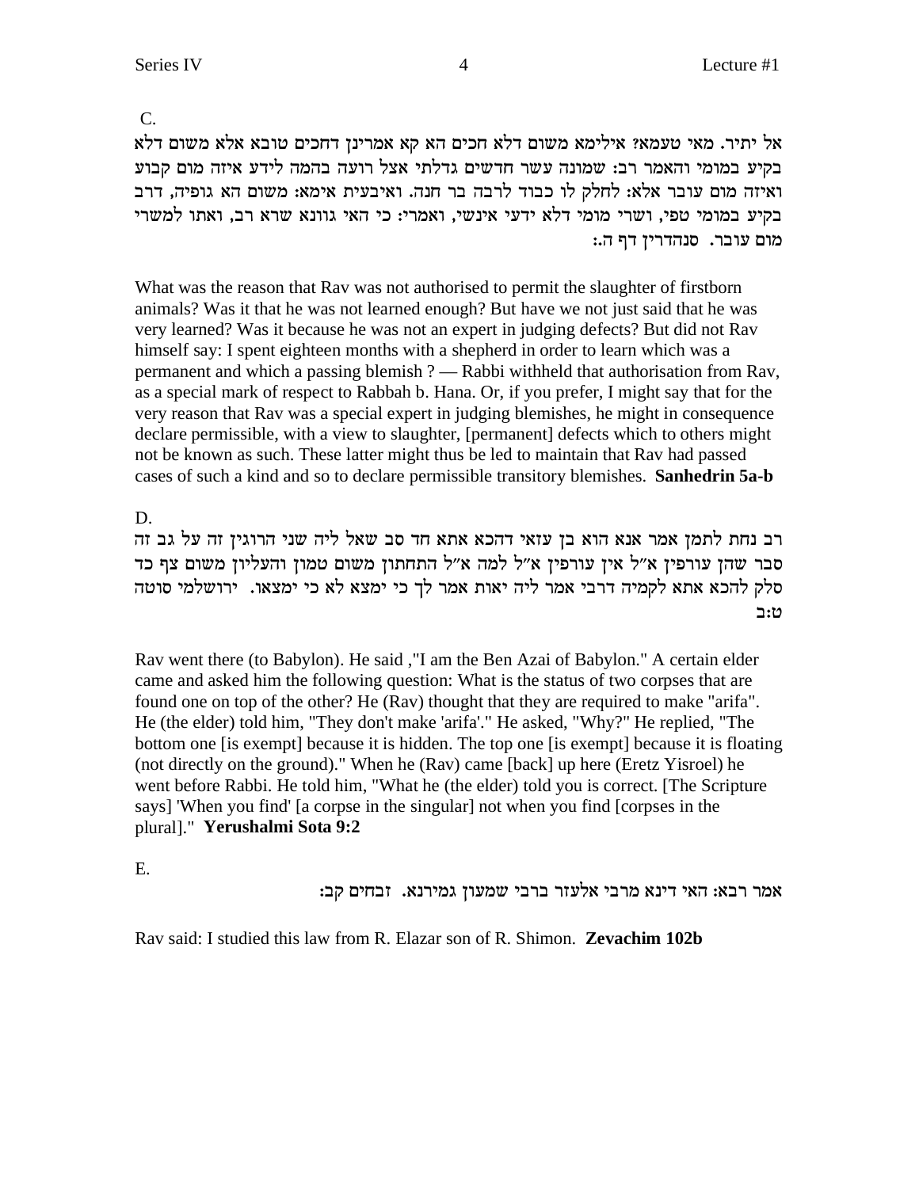C.

אל יתיר. מאי טעמא? אילימא משום דלא חכים הא קא אמרינן דחכים טובא אלא משום דלא בקיע במומי והאמר רב: שמונה עשר חדשים גדלתי אצל רועה בהמה לידע איזה מום קבוע ואיזה מום עובר אלא: לחלק לו כבוד לרבה בר חנה. ואיבעית אימא: משום הא גופיה, דרב בקיע במומי טפי, ושרי מומי דלא ידעי אינשי, ואמרי: כי האי גוונא שרא רב, ואתו למשרי מום עובר. סנהדרין דף ה.:

What was the reason that Rav was not authorised to permit the slaughter of firstborn animals? Was it that he was not learned enough? But have we not just said that he was very learned? Was it because he was not an expert in judging defects? But did not Rav himself say: I spent eighteen months with a shepherd in order to learn which was a permanent and which a passing blemish ? — Rabbi withheld that authorisation from Rav, as a special mark of respect to Rabbah b. Hana. Or, if you prefer, I might say that for the very reason that Rav was a special expert in judging blemishes, he might in consequence declare permissible, with a view to slaughter, [permanent] defects which to others might not be known as such. These latter might thus be led to maintain that Rav had passed cases of such a kind and so to declare permissible transitory blemishes. **Sanhedrin 5a-b**

D.

רב נחת לתמן אמר אנא הוא בן עזאי דהכא אתא חד סב שאל ליה שני הרוגין זה על גב זה סבר שהן עורפין א"ל אין עורפין א"ל למה א"ל התחתון משום טמון והעליון משום צף כד סלק להכא אתא לקמיה דרבי אמר ליה יאות אמר לך כי ימצא לא כי ימצאו. ירושלמי סוטה ט:ב

Rav went there (to Babylon). He said ,"I am the Ben Azai of Babylon." A certain elder came and asked him the following question: What is the status of two corpses that are found one on top of the other? He (Rav) thought that they are required to make "arifa". He (the elder) told him, "They don't make 'arifa'." He asked, "Why?" He replied, "The bottom one [is exempt] because it is hidden. The top one [is exempt] because it is floating (not directly on the ground)." When he (Rav) came [back] up here (Eretz Yisroel) he went before Rabbi. He told him, "What he (the elder) told you is correct. [The Scripture says] 'When you find' [a corpse in the singular] not when you find [corpses in the plural]." **Yerushalmi Sota 9:2**

E.

אמר רבא: האי דינא מרבי אלעזר ברבי שמעון גמירנא. זבחים קב:

Rav said: I studied this law from R. Elazar son of R. Shimon. **Zevachim 102b**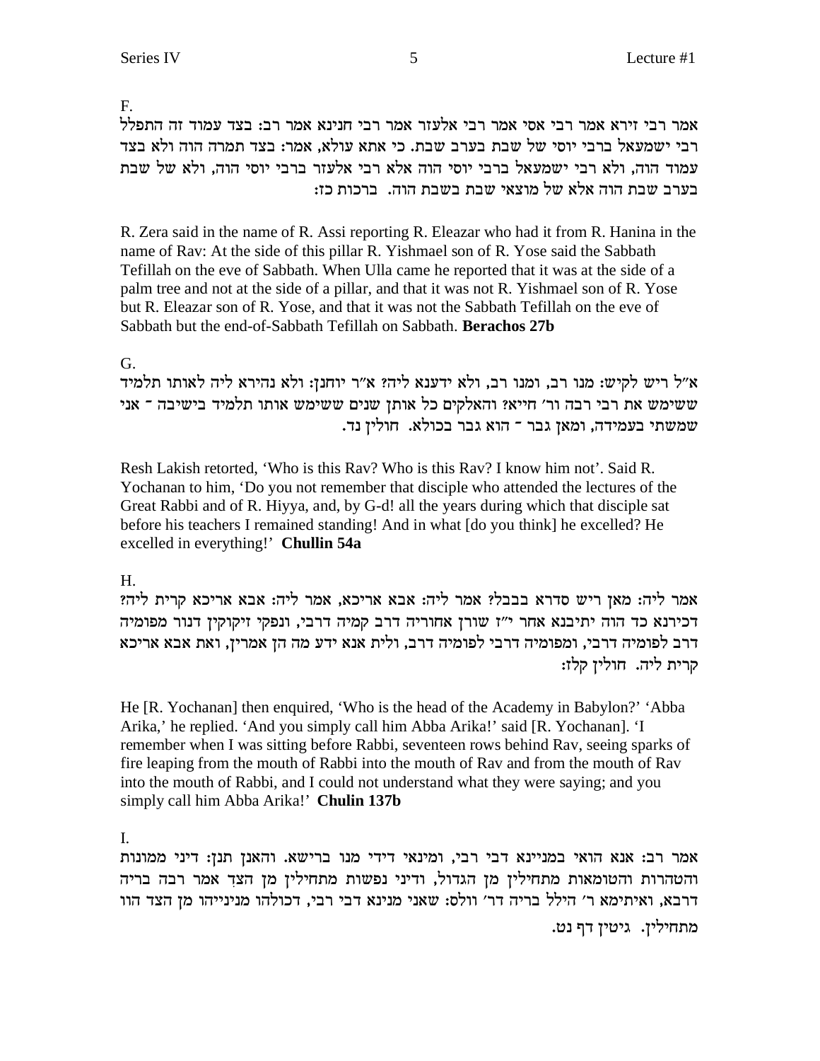F.

אמר רבי זירא אמר רבי אסי אמר רבי אלעזר אמר רבי חנינא אמר רב: בצד עמוד זה התפלל רבי ישמעאל ברבי יוסי של שבת בערב שבת. כי אתא עולא, אמר: בצד תמרה הוה ולא בצד עמוד הוה, ולא רבי ישמעאל ברבי יוסי הוה אלא רבי אלעזר ברבי יוסי הוה, ולא של שבת בערב שבת הוה אלא של מוצאי שבת בשבת הוה. ברכות כז:

R. Zera said in the name of R. Assi reporting R. Eleazar who had it from R. Hanina in the name of Rav: At the side of this pillar R. Yishmael son of R. Yose said the Sabbath Tefillah on the eve of Sabbath. When Ulla came he reported that it was at the side of a palm tree and not at the side of a pillar, and that it was not R. Yishmael son of R. Yose but R. Eleazar son of R. Yose, and that it was not the Sabbath Tefillah on the eve of Sabbath but the end-of-Sabbath Tefillah on Sabbath. **Berachos 27b**

G.

א"ל ריש לקיש: מנו רב, ומנו רב, ולא ידענא ליה? א"ר יוחנן: ולא נהירא ליה לאותו תלמיד ששימש את רבי רבה ור' חייא? והאלקים כל אותן שנים ששימש אותו תלמיד בישיבה - אני שמשתי בעמידה, ומאן גבר - הוא גבר בכולא. חולין נד.

Resh Lakish retorted, 'Who is this Rav? Who is this Rav? I know him not'. Said R. Yochanan to him, 'Do you not remember that disciple who attended the lectures of the Great Rabbi and of R. Hiyya, and, by G-d! all the years during which that disciple sat before his teachers I remained standing! And in what [do you think] he excelled? He excelled in everything!' **Chullin 54a**

H.

אמר ליה: מאן ריש סדרא בבבל? אמר ליה: אבא אריכא, אמר ליה: אבא אריכא קרית ליה? דכירנא כד הוה יתיבנא אחר י"ז שורן אחוריה דרב קמיה דרבי, ונפקי זיקוקין דנור מפומיה דרב לפומיה דרבי, ומפומיה דרבי לפומיה דרב, ולית אנא ידע מה הן אמרין, ואת אבא אריכא קרית ליה. חולין קלז:

He [R. Yochanan] then enquired, 'Who is the head of the Academy in Babylon?' 'Abba Arika,' he replied. 'And you simply call him Abba Arika!' said [R. Yochanan]. 'I remember when I was sitting before Rabbi, seventeen rows behind Rav, seeing sparks of fire leaping from the mouth of Rabbi into the mouth of Rav and from the mouth of Rav into the mouth of Rabbi, and I could not understand what they were saying; and you simply call him Abba Arika!' **Chulin 137b**

I.

אמר רב: אנא הואי במניינא דבי רבי, ומינאי דידי מנו ברישא. והאנן תנן: דיני ממונות והטהרות והטומאות מתחילין מן הגדול, ודיני נפשות מתחילין מן הצד? אמר רבה בריה דרבא, ואיתימא ר' הילל בריה דר' וולס: שאני מנינא דבי רבי, דכולהו מנינייהו מן הצד הוו מתחילין. גיטין דף נט.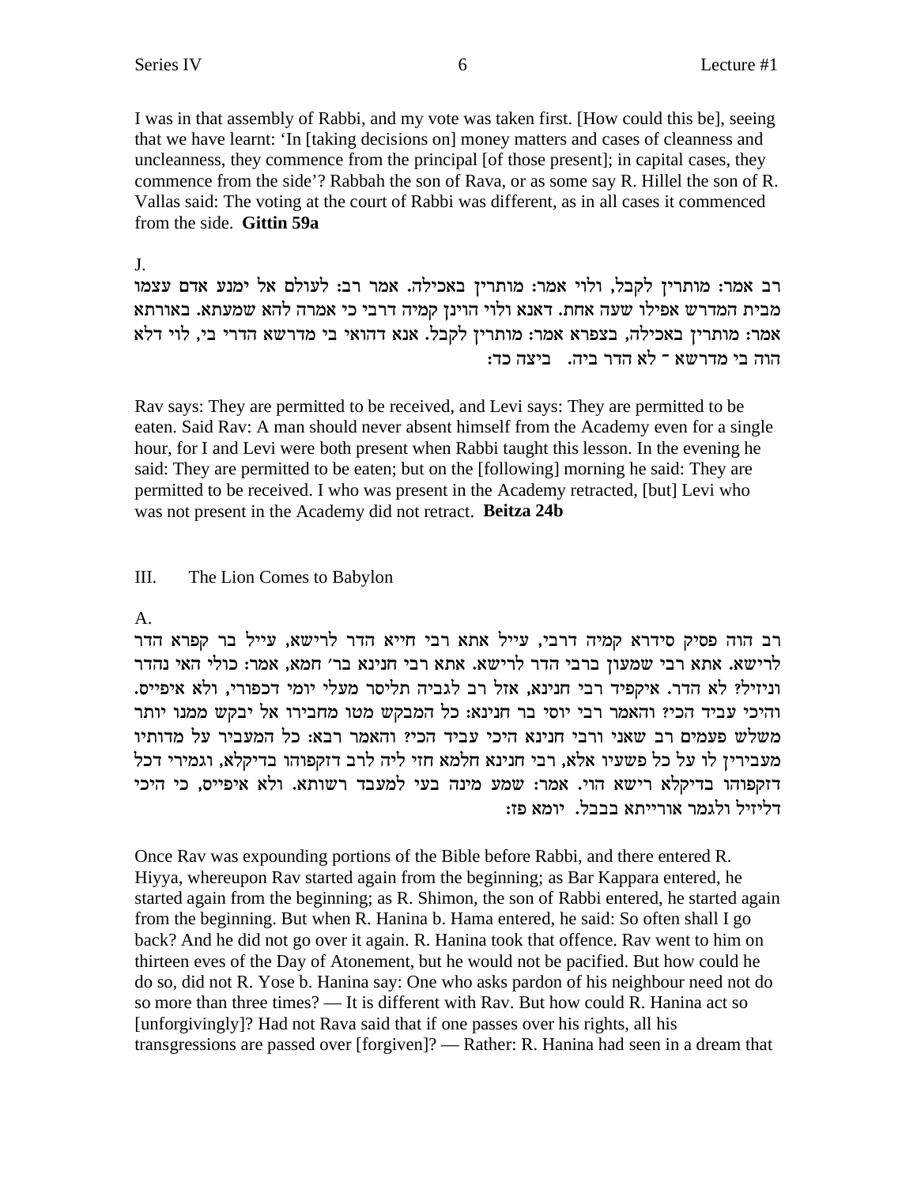I was in that assembly of Rabbi, and my vote was taken first. [How could this be], seeing that we have learnt: 'In [taking decisions on] money matters and cases of cleanness and uncleanness, they commence from the principal [of those present]; in capital cases, they commence from the side'? Rabbah the son of Rava, or as some say R. Hillel the son of R. Vallas said: The voting at the court of Rabbi was different, as in all cases it commenced from the side. **Gittin 59a**

J.

רב אמר: מותרין לקבל, ולוי אמר: מותרין באכילה. אמר רב: לעולם אל ימנע אדם עצמו מבית המדרש אפילו שעה אחת. דאנא ולוי הוינן קמיה דרבי כי אמרה להא שמעתא. באורתא אמר: מותרין באכילה, בצפרא אמר: מותרין לקבל. אנא דהואי בי מדרשא הדרי בי, לוי דלא הוה בי מדרשא ־ לא הדר ביה. ביצה כד:

Rav says: They are permitted to be received, and Levi says: They are permitted to be eaten. Said Rav: A man should never absent himself from the Academy even for a single hour, for I and Levi were both present when Rabbi taught this lesson. In the evening he said: They are permitted to be eaten; but on the [following] morning he said: They are permitted to be received. I who was present in the Academy retracted, [but] Levi who was not present in the Academy did not retract. **Beitza 24b**

## III. The Lion Comes to Babylon

A.

רב הוה פסיק סידרא קמיה דרבי, עייל אתא רבי חייא הדר לרישא, עייל בר קפרא הדר לרישא. אתא רבי שמעון ברבי הדר לרישא. אתא רבי חנינא בר' חמא, אמר: כולי האי נהדר וניזיל? לא הדר. איקפיד רבי חנינא, אזל רב לגביה תליסר מעלי יומי דכפורי, ולא איפייס. והיכי עביד הכי? והאמר רבי יוסי בר חנינא: כל המבקש מטו מחבירו אל יבקש ממנו יותר משלש פעמים רב שאני ורבי חנינא היכי עביד הכי? והאמר רבא: כל המעביר על מדותיו מעבירין לו על כל פשעיו אלא, רבי חנינא חלמא חזי ליה לרב דזקפוהו בדיקלא, וגמירי דכל דזקפוהו בדיקלא רישא הוי. אמר: שמע מינה בעי למעבד רשותא. ולא איפייס, כי היכי דליזיל ולגמר אורייתא בבבל. יומא פז:

Once Rav was expounding portions of the Bible before Rabbi, and there entered R. Hiyya, whereupon Rav started again from the beginning; as Bar Kappara entered, he started again from the beginning; as R. Shimon, the son of Rabbi entered, he started again from the beginning. But when R. Hanina b. Hama entered, he said: So often shall I go back? And he did not go over it again. R. Hanina took that offence. Rav went to him on thirteen eves of the Day of Atonement, but he would not be pacified. But how could he do so, did not R. Yose b. Hanina say: One who asks pardon of his neighbour need not do so more than three times? — It is different with Rav. But how could R. Hanina act so [unforgivingly]? Had not Rava said that if one passes over his rights, all his transgressions are passed over [forgiven]? — Rather: R. Hanina had seen in a dream that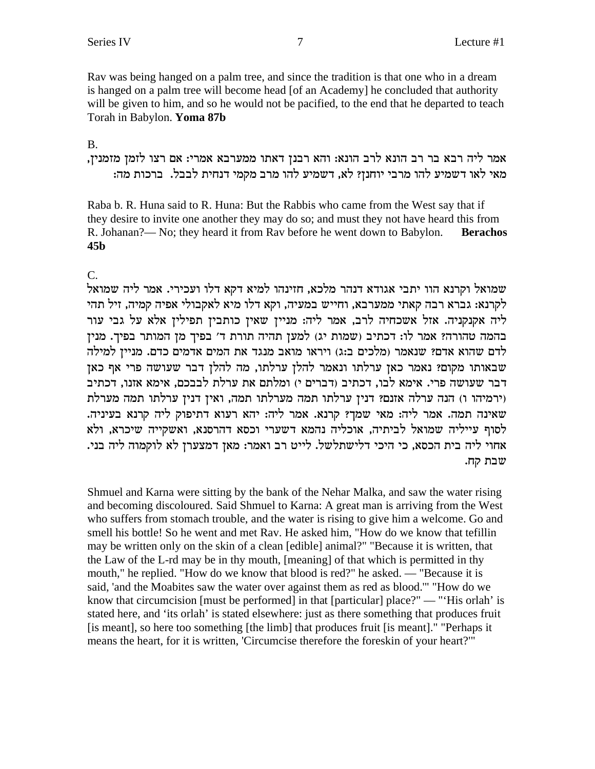Rav was being hanged on a palm tree, and since the tradition is that one who in a dream is hanged on a palm tree will become head [of an Academy] he concluded that authority will be given to him, and so he would not be pacified, to the end that he departed to teach Torah in Babylon. **Yoma 87b**

B.

אמר ליה רבא בר רב הונא לרב הונא: והא רבנן דאתו ממערבא אמרי: אם רצו לזמן מזמנין, מאי לאו דשמיע להו מרבי יוחנן? לא, דשמיע להו מרב מקמי דנחית לבבל. ברכות מה:

Raba b. R. Huna said to R. Huna: But the Rabbis who came from the West say that if they desire to invite one another they may do so; and must they not have heard this from R. Johanan?— No; they heard it from Rav before he went down to Babylon. **Berachos 45b**

C.

שמואל וקרנא הוו יתבי אגודא דנהר מלכא, חזינהו למיא דקא דלו ועכירי. אמר ליה שמואל לקרנא: גברא רבה קאתי ממערבא, וחייש במעיה, וקא דלו מיא לאקבולי אפיה קמיה, זיל תהי ליה אקנקניה. אזל אשכחיה לרב, אמר ליה: מניין שאין כותבין תפילין אלא על גבי עור בהמה טהורה? אמר לו: דכתיב (שמות יג) למען תהיה תורת ד' בפיך מן המותר בפיך. מנין לדם שהוא אדם? שנאמר (מלכים ב:ג) ויראו מואב מנגד את המים אדמים כדם. מניין למילה שבאותו מקום? נאמר כאן ערלתו ונאמר להלן ערלתו, מה להלן דבר שעושה פרי אף כאן דבר שעושה פרי. אימא לבו, דכתיב (דברים י) ומלתם את ערלת לבבכם, אימא אזנו, דכתיב (ירמיהו ו) הנה ערלה אזנם? דנין ערלתו תמה מערלתו תמה, ואין דנין ערלתו תמה מערלת שאינה תמה. אמר ליה: מאי שמך? קרנא. אמר ליה: יהא רעוא דתיפוק ליה קרנא בעיניה. לסוף עייליה שמואל לביתיה, אוכליה נהמא דשערי וכסא דהרסנא, ואשקייה שיכרא, ולא אחוי ליה בית הכסא, כי היכי דלישתלשל. לייט רב ואמר: מאן דמצערן לא לוקמוה ליה בני. שבת קח.

Shmuel and Karna were sitting by the bank of the Nehar Malka, and saw the water rising and becoming discoloured. Said Shmuel to Karna: A great man is arriving from the West who suffers from stomach trouble, and the water is rising to give him a welcome. Go and smell his bottle! So he went and met Rav. He asked him, "How do we know that tefillin may be written only on the skin of a clean [edible] animal?" "Because it is written, that the Law of the L-rd may be in thy mouth, [meaning] of that which is permitted in thy mouth," he replied. "How do we know that blood is red?" he asked. — "Because it is said, 'and the Moabites saw the water over against them as red as blood.'" "How do we know that circumcision [must be performed] in that [particular] place?" — "'His orlah' is stated here, and 'its orlah' is stated elsewhere: just as there something that produces fruit [is meant], so here too something [the limb] that produces fruit [is meant]." "Perhaps it means the heart, for it is written, 'Circumcise therefore the foreskin of your heart?'"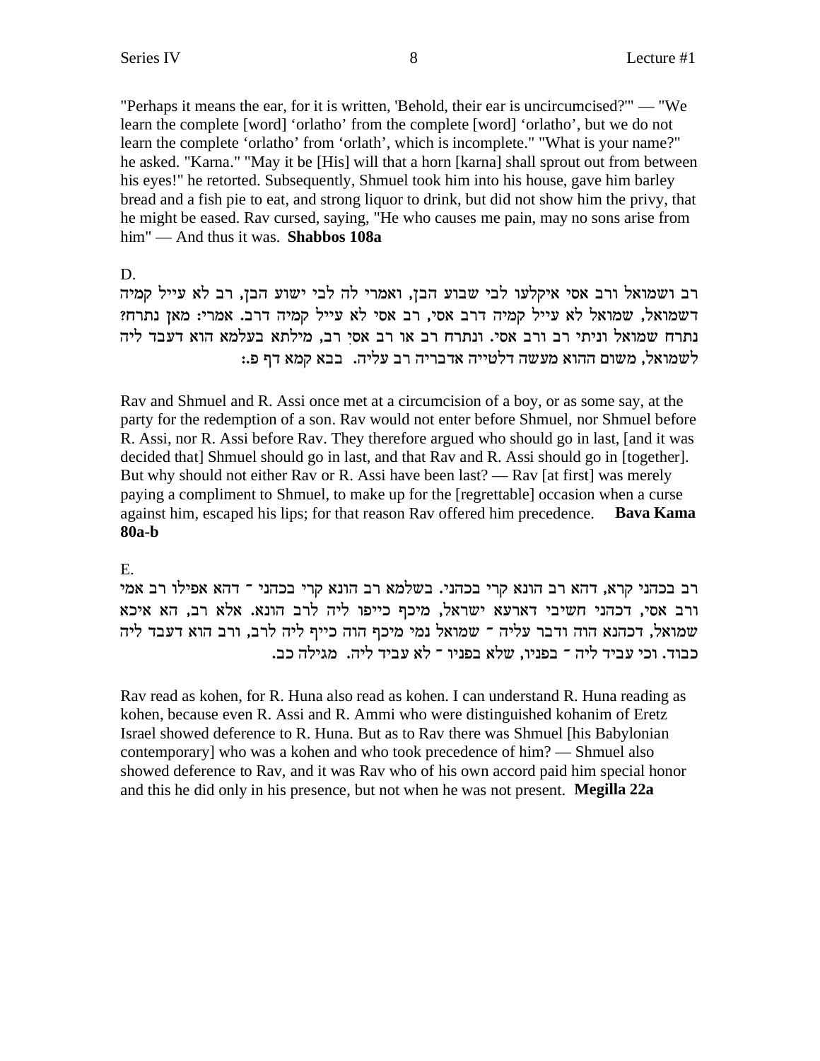"Perhaps it means the ear, for it is written, 'Behold, their ear is uncircumcised?'" — "We learn the complete [word] 'orlatho' from the complete [word] 'orlatho', but we do not learn the complete 'orlatho' from 'orlath', which is incomplete." "What is your name?" he asked. "Karna." "May it be [His] will that a horn [karna] shall sprout out from between his eyes!" he retorted. Subsequently, Shmuel took him into his house, gave him barley bread and a fish pie to eat, and strong liquor to drink, but did not show him the privy, that he might be eased. Rav cursed, saying, "He who causes me pain, may no sons arise from him" — And thus it was. **Shabbos 108a**

D.

רב ושמואל ורב אסי איקלעו לבי שבוע הבן, ואמרי לה לבי ישוע הבן, רב לא עייל קמיה דשמואל, שמואל לא עייל קמיה דרב אסי, רב אסי לא עייל קמיה דרב. אמרי: מאן נתרח? נתרח שמואל וניתי רב ורב אסי. ונתרח רב או רב אסי רב, מילתא בעלמא הוא דעבד ליה לשמואל, משום ההוא מעשה דלטייה אדבריה רב עליה. בבא קמא דף פ.:

Rav and Shmuel and R. Assi once met at a circumcision of a boy, or as some say, at the party for the redemption of a son. Rav would not enter before Shmuel, nor Shmuel before R. Assi, nor R. Assi before Rav. They therefore argued who should go in last, [and it was decided that] Shmuel should go in last, and that Rav and R. Assi should go in [together]. But why should not either Rav or R. Assi have been last? — Rav [at first] was merely paying a compliment to Shmuel, to make up for the [regrettable] occasion when a curse against him, escaped his lips; for that reason Rav offered him precedence. **Bava Kama 80a-b**

E.

רב בכהני קרא, דהא רב הונא קרי בכהני. בשלמא רב הונא קרי בכהני ־ דהא אפילו רב אמי ורב אסי, דכהני חשיבי דארעא ישראל, מיכף כייפו ליה לרב הונא. אלא רב, הא איכא שמואל, דכהנא הוה ודבר עליה ־ שמואל נמי מיכף הוה כייף ליה לרב, ורב הוא דעבד ליה כבוד. וכי עביד ליה ־ בפניו, שלא בפניו ־ לא עביד ליה. מגילה כב.

Rav read as kohen, for R. Huna also read as kohen. I can understand R. Huna reading as kohen, because even R. Assi and R. Ammi who were distinguished kohanim of Eretz Israel showed deference to R. Huna. But as to Rav there was Shmuel [his Babylonian contemporary] who was a kohen and who took precedence of him? — Shmuel also showed deference to Rav, and it was Rav who of his own accord paid him special honor and this he did only in his presence, but not when he was not present. **Megilla 22a**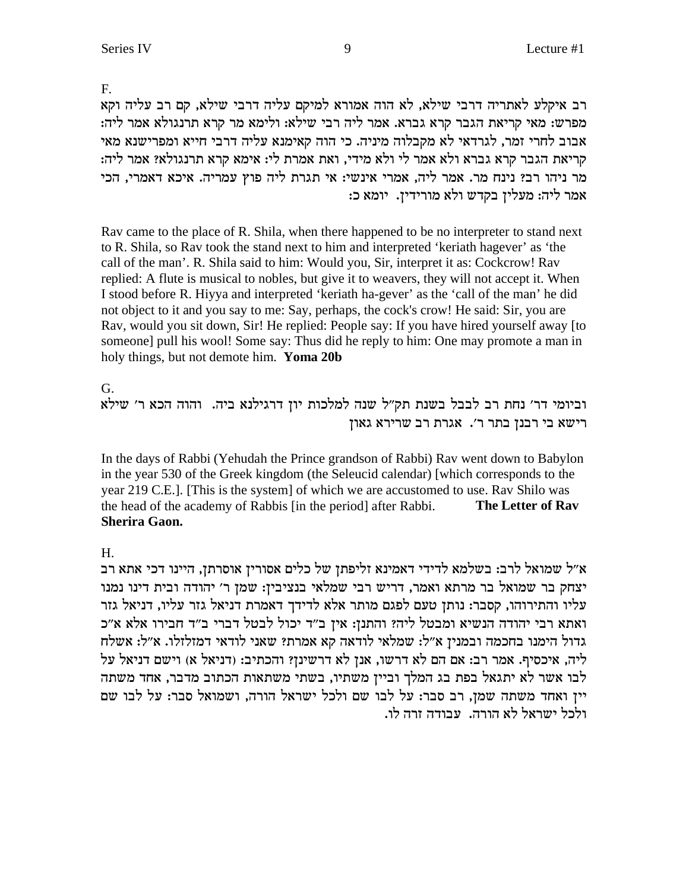F.

רב איקלע לאתריה דרבי שילא, לא הוה אמורא למיקם עליה דרבי שילא, קם רב עליה וקא מפרש: מאי קריאת הגבר קרא גברא. אמר ליה רבי שילא: ולימא מר קרא תרנגולא אמר ליה: אבוב לחרי זמר, לגרדאי לא מקבלוה מיניה. כי הוה קאימנא עליה דרבי חייא ומפרישנא מאי קריאת הגבר קרא גברא ולא אמר לי ולא מידי, ואת אמרת לי: אימא קרא תרנגולא? אמר ליה: מר ניהו רב? נינח מר. אמר ליה, אמרי אינשי: אי תגרת ליה פוץ עמריה. איכא דאמרי, הכי אמר ליה: מעלין בקדש ולא מורידין. יומא כ:

Rav came to the place of R. Shila, when there happened to be no interpreter to stand next to R. Shila, so Rav took the stand next to him and interpreted 'keriath hagever' as 'the call of the man'. R. Shila said to him: Would you, Sir, interpret it as: Cockcrow! Rav replied: A flute is musical to nobles, but give it to weavers, they will not accept it. When I stood before R. Hiyya and interpreted 'keriath ha-gever' as the 'call of the man' he did not object to it and you say to me: Say, perhaps, the cock's crow! He said: Sir, you are Rav, would you sit down, Sir! He replied: People say: If you have hired yourself away [to someone] pull his wool! Some say: Thus did he reply to him: One may promote a man in holy things, but not demote him. **Yoma 20b**

G.

וביומי דר' נחת רב לבבל בשנת תק"ל שנה למלכות יון דרגילנא ביה. והוה הכא ר' שילא רישא בי רבנן בתר ר'. אגרת רב שרירא גאון

In the days of Rabbi (Yehudah the Prince grandson of Rabbi) Rav went down to Babylon in the year 530 of the Greek kingdom (the Seleucid calendar) [which corresponds to the year 219 C.E.]. [This is the system] of which we are accustomed to use. Rav Shilo was the head of the academy of Rabbis [in the period] after Rabbi. **The Letter of Rav Sherira Gaon.**

H.

א"ל שמואל לרב: בשלמא לדידי דאמינא זליפתן של כלים אסורין אוסרתן, היינו דכי אתא רב יצחק בר שמואל בר מרתא ואמר, דריש רבי שמלאי בנציבין: שמן ר' יהודה ובית דינו נמנו עליו והתירוהו, קסבר: נותן טעם לפגם מותר אלא לדידך דאמרת דניאל גזר עליו, דניאל גזר ואתא רבי יהודה הנשיא ומבטל ליה? והתנן: אין ב"ד יכול לבטל דברי ב"ד חבירו אלא א"כ גדול הימנו בחכמה ובמנין א"ל: שמלאי לודאה קא אמרת? שאני לודאי דמזלזלו. א"ל: אשלח ליה, איכסיף. אמר רב: אם הם לא דרשו, אנן לא דרשינן? והכתיב: (דניאל א) וישם דניאל על לבו אשר לא יתגאל בפת בג המלך וביין משתיו, בשתי משתאות הכתוב מדבר, אחד משתה יין ואחד משתה שמן, רב סבר: על לבו שם ולכל ישראל הורה, ושמואל סבר: על לבו שם ולכל ישראל לא הורה. עבודה זרה לו.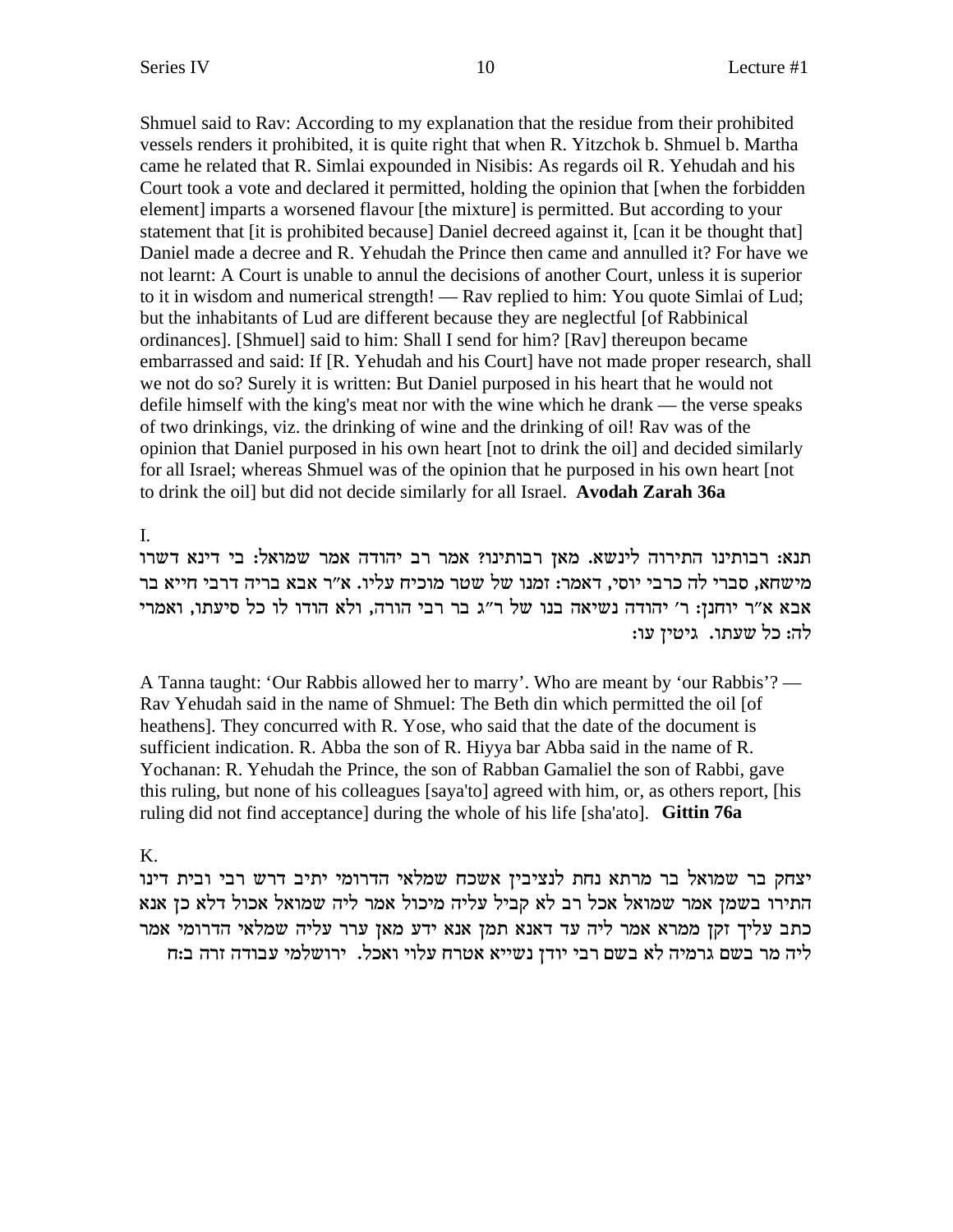Shmuel said to Rav: According to my explanation that the residue from their prohibited vessels renders it prohibited, it is quite right that when R. Yitzchok b. Shmuel b. Martha came he related that R. Simlai expounded in Nisibis: As regards oil R. Yehudah and his Court took a vote and declared it permitted, holding the opinion that [when the forbidden element] imparts a worsened flavour [the mixture] is permitted. But according to your statement that [it is prohibited because] Daniel decreed against it, [can it be thought that] Daniel made a decree and R. Yehudah the Prince then came and annulled it? For have we not learnt: A Court is unable to annul the decisions of another Court, unless it is superior to it in wisdom and numerical strength! — Rav replied to him: You quote Simlai of Lud; but the inhabitants of Lud are different because they are neglectful [of Rabbinical ordinances]. [Shmuel] said to him: Shall I send for him? [Rav] thereupon became embarrassed and said: If [R. Yehudah and his Court] have not made proper research, shall we not do so? Surely it is written: But Daniel purposed in his heart that he would not defile himself with the king's meat nor with the wine which he drank — the verse speaks of two drinkings, viz. the drinking of wine and the drinking of oil! Rav was of the opinion that Daniel purposed in his own heart [not to drink the oil] and decided similarly for all Israel; whereas Shmuel was of the opinion that he purposed in his own heart [not to drink the oil] but did not decide similarly for all Israel. **Avodah Zarah 36a**

I.

תנא: רבותינו התירוה לינשא. מאן רבותינו? אמר רב יהודה אמר שמואל: בי דינא דשרו מישחא, סברי לה כרבי יוסי, דאמר: זמנו של שטר מוכיח עליו. א"ר אבא בריה דרבי חייא בר אבא א"ר יוחנן: ר' יהודה נשיאה בנו של ר"ג בר רבי הורה, ולא הודו לו כל סיעתו, ואמרי לה: כל שעתו. **גיטין עו:**

A Tanna taught: 'Our Rabbis allowed her to marry'. Who are meant by 'our Rabbis'? — Rav Yehudah said in the name of Shmuel: The Beth din which permitted the oil [of heathens]. They concurred with R. Yose, who said that the date of the document is sufficient indication. R. Abba the son of R. Hiyya bar Abba said in the name of R. Yochanan: R. Yehudah the Prince, the son of Rabban Gamaliel the son of Rabbi, gave this ruling, but none of his colleagues [saya'to] agreed with him, or, as others report, [his ruling did not find acceptance] during the whole of his life [sha'ato]. **Gittin 76a**

K.

יצחק בר שמואל בר מרתא נחת לנציבין אשכח שמלאי הדרומי יתיב דרש רבי ובית דינו התירו בשמן אמר שמואל אכל רב לא קביל עליה מיכול אמר ליה שמואל אכול דלא כן אנא כתב עליך זקן ממרא אמר ליה עד דאנא תמן אנא ידע מאן ערר עליה שמלאי הדרומי אמר ליה מר בשם גרמיה לא בשם רבי יודן נשייא אטרח עלוי ואכל. **ירושלמי עבודה זרה ב:ח**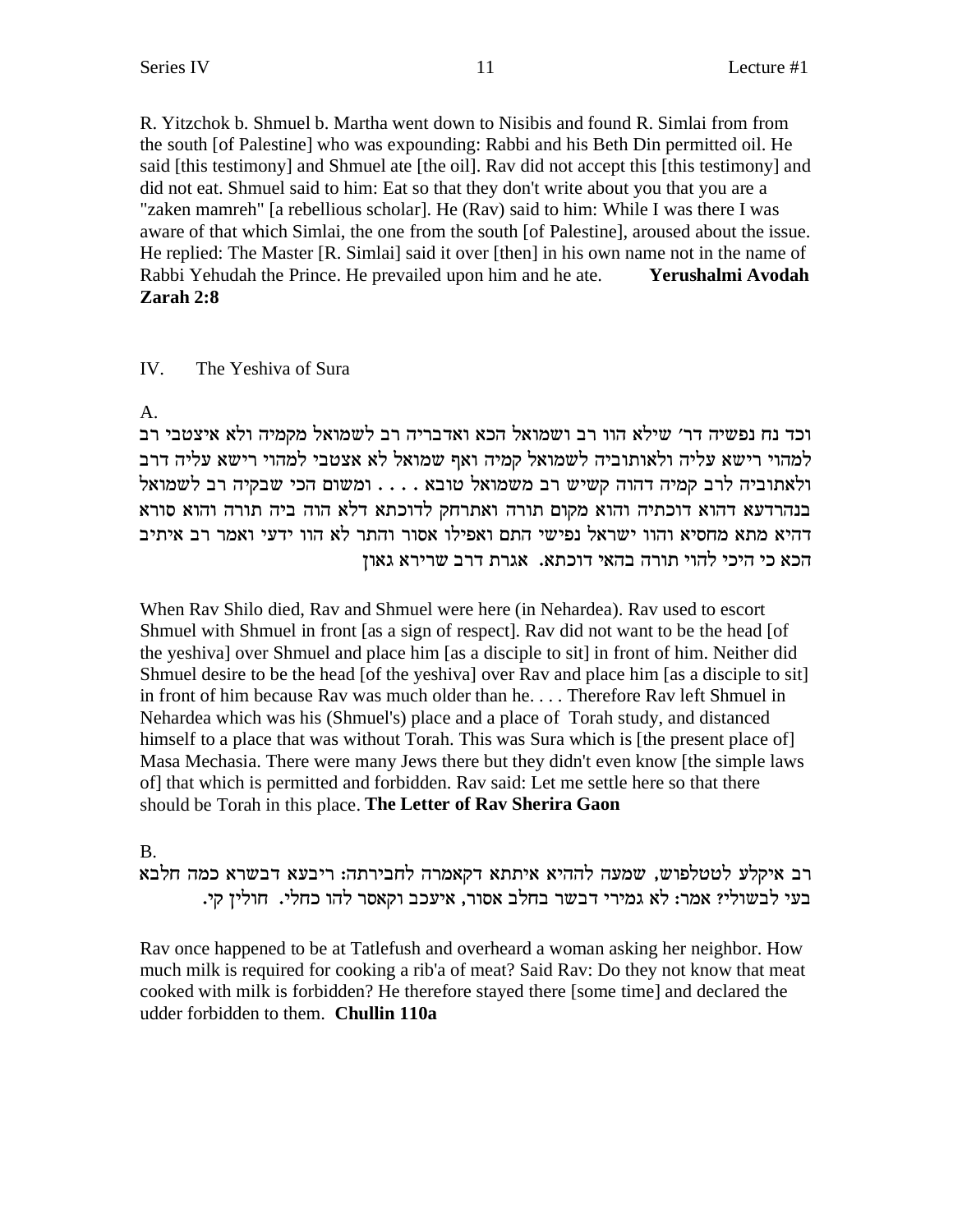R. Yitzchok b. Shmuel b. Martha went down to Nisibis and found R. Simlai from from the south [of Palestine] who was expounding: Rabbi and his Beth Din permitted oil. He said [this testimony] and Shmuel ate [the oil]. Rav did not accept this [this testimony] and did not eat. Shmuel said to him: Eat so that they don't write about you that you are a "zaken mamreh" [a rebellious scholar]. He (Rav) said to him: While I was there I was aware of that which Simlai, the one from the south [of Palestine], aroused about the issue. He replied: The Master [R. Simlai] said it over [then] in his own name not in the name of Rabbi Yehudah the Prince. He prevailed upon him and he ate. **Yerushalmi Avodah Zarah 2:8**

## IV. The Yeshiva of Sura

A.

וכד נח נפשיה דר' שילא הוו רב ושמואל הכא ואדבריה רב לשמואל מקמיה ולא איצטבי רב למהוי רישא עליה ולאותוביה לשמואל קמיה ואף שמואל לא אצטבי למהוי רישא עליה דרב ולאתוביה לרב קמיה דהוה קשיש רב משמואל טובא . . . . ומשום הכי שבקיה רב לשמואל בנהרדעא דהוא דוכתיה והוא מקום תורה ואתרחק לדוכתא דלא הוה ביה תורה והוא סורא דהיא מתא מחסיא והוו ישראל נפישי התם ואפילו אסור והתר לא הוו ידעי ואמר רב איתיב הכא כי היכי להוי תורה בהאי דוכתא. אגרת דרב שרירא גאון

When Rav Shilo died, Rav and Shmuel were here (in Nehardea). Rav used to escort Shmuel with Shmuel in front [as a sign of respect]. Rav did not want to be the head [of the yeshiva] over Shmuel and place him [as a disciple to sit] in front of him. Neither did Shmuel desire to be the head [of the yeshiva] over Rav and place him [as a disciple to sit] in front of him because Rav was much older than he. . . . Therefore Rav left Shmuel in Nehardea which was his (Shmuel's) place and a place of Torah study, and distanced himself to a place that was without Torah. This was Sura which is [the present place of] Masa Mechasia. There were many Jews there but they didn't even know [the simple laws of] that which is permitted and forbidden. Rav said: Let me settle here so that there should be Torah in this place. **The Letter of Rav Sherira Gaon**

B.

רב איקלע לטטלפוש, שמעה לההיא איתתא דקאמרה לחבירתה: ריבעא דבשרא כמה חלבא בעי לבשולי? אמר: לא גמירי דבשר בחלב אסור, איעכב וקאסר להו כחלי. חולין קי.

Rav once happened to be at Tatlefush and overheard a woman asking her neighbor. How much milk is required for cooking a rib'a of meat? Said Rav: Do they not know that meat cooked with milk is forbidden? He therefore stayed there [some time] and declared the udder forbidden to them. **Chullin 110a**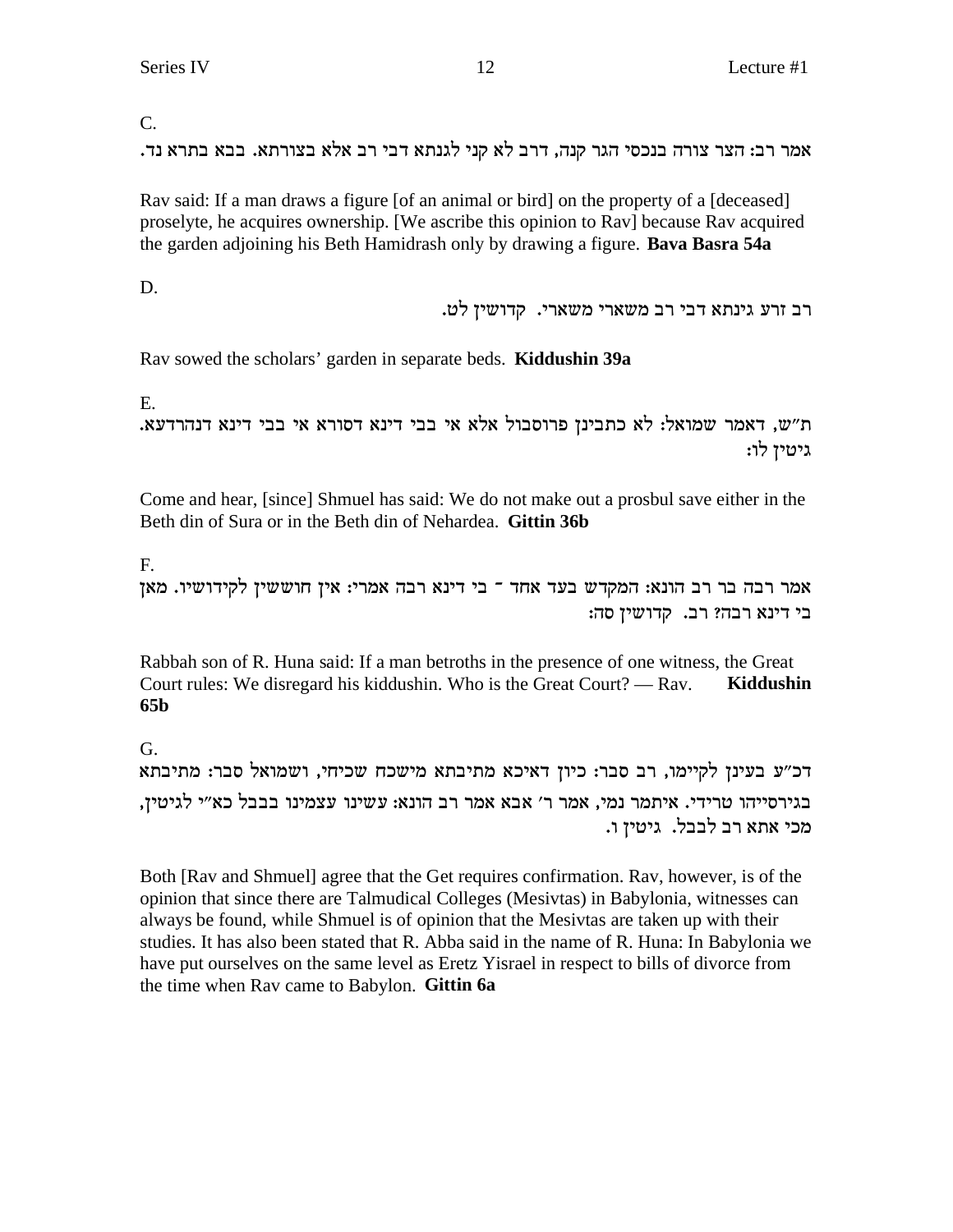C.

אמר רב: הצר צורה בנכסי הגר קנה, דרב לא קני לגנתא דבי רב אלא בצורתא. בבא בתרא נד.

Rav said: If a man draws a figure [of an animal or bird] on the property of a [deceased] proselyte, he acquires ownership. [We ascribe this opinion to Rav] because Rav acquired the garden adjoining his Beth Hamidrash only by drawing a figure. **Bava Basra 54a**

D.

רב זרע גינתא דבי רב משארי משארי. קדושין לט.

Rav sowed the scholars' garden in separate beds. **Kiddushin 39a**

E.

ת"ש, דאמר שמואל: לא כתבינן פרוסבול אלא אי בבי דינא דסורא אי בבי דינא דנהרדעא. גיטין לו:

Come and hear, [since] Shmuel has said: We do not make out a prosbul save either in the Beth din of Sura or in the Beth din of Nehardea. **Gittin 36b**

F.

אמר רבה בר רב הונא: המקדש בעד אחד - בי דינא רבה אמרי: אין חוששין לקידושיו. מאן בי דינא רבה? רב. קדושין סה:

Rabbah son of R. Huna said: If a man betroths in the presence of one witness, the Great Court rules: We disregard his kiddushin. Who is the Great Court? — Rav. **Kiddushin 65b**

G.

דכ"ע בעינן לקיימו, רב סבר: כיון דאיכא מתיבתא מישכח שכיחי, ושמואל סבר: מתיבתא בגירסייהו טרידי. איתמר נמי, אמר ר' אבא אמר רב הונא: עשינו עצמינו בבבל כא"י לגיטין, מכי אתא רב לבבל. גיטין ו.

Both [Rav and Shmuel] agree that the Get requires confirmation. Rav, however, is of the opinion that since there are Talmudical Colleges (Mesivtas) in Babylonia, witnesses can always be found, while Shmuel is of opinion that the Mesivtas are taken up with their studies. It has also been stated that R. Abba said in the name of R. Huna: In Babylonia we have put ourselves on the same level as Eretz Yisrael in respect to bills of divorce from the time when Rav came to Babylon. **Gittin 6a**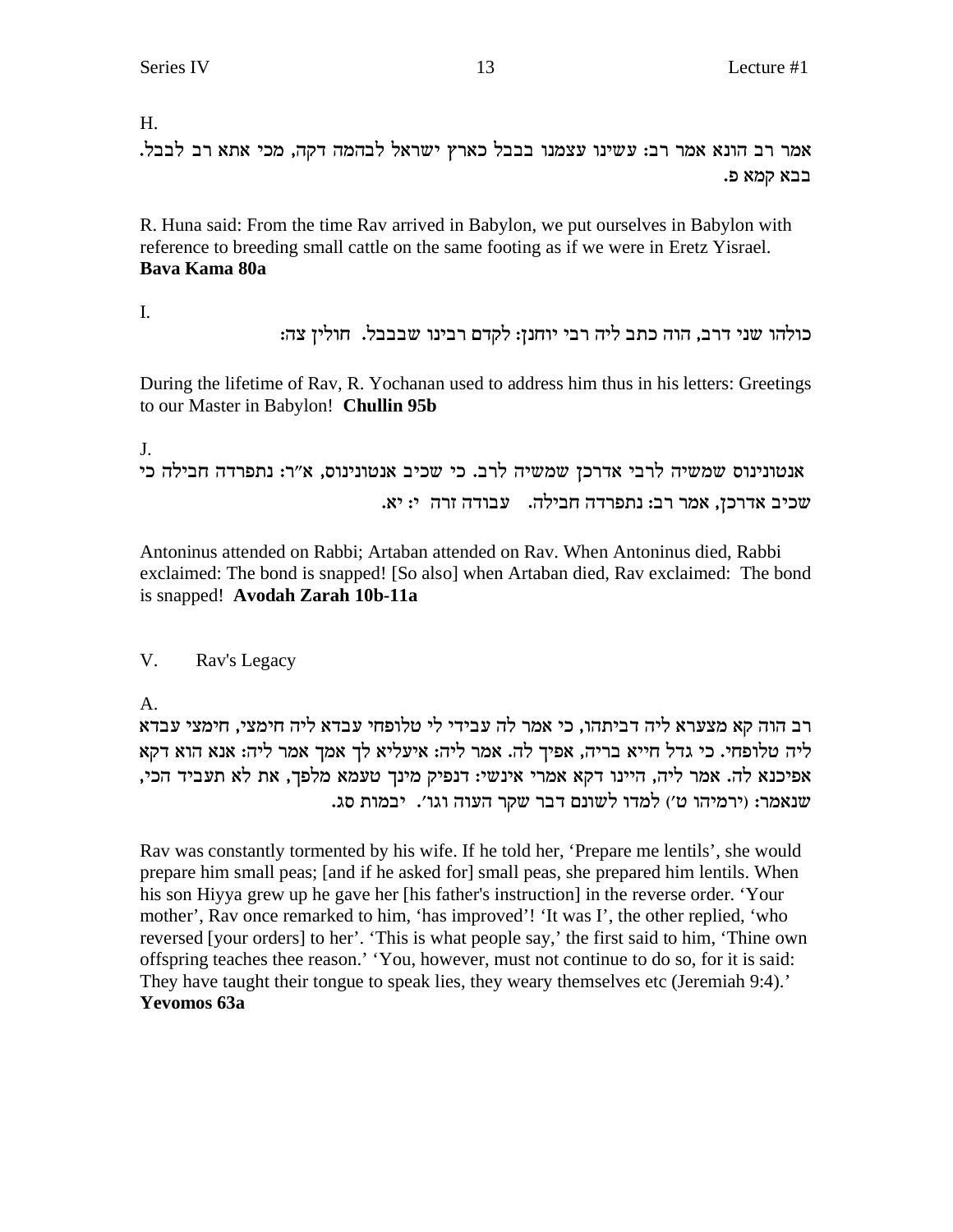H.

אמר רב הונא אמר רב: עשינו עצמנו בבבל כארץ ישראל לבהמה דקה, מכי אתא רב לבבל. בבא קמא פ.

R. Huna said: From the time Rav arrived in Babylon, we put ourselves in Babylon with reference to breeding small cattle on the same footing as if we were in Eretz Yisrael. **Bava Kama 80a**

I.

כולהו שני דרב, הוה כתב ליה רבי יוחנן: לקדם רבינו שבבבל. חולין צה:

During the lifetime of Rav, R. Yochanan used to address him thus in his letters: Greetings to our Master in Babylon! **Chullin 95b**

J.

אנטונינוס שמשיה לרבי אדרכן שמשיה לרב. כי שכיב אנטונינוס, א"ר: נתפרדה חבילה כי שכיב אדרכן, אמר רב: נתפרדה חבילה. עבודה זרה י: יא.

Antoninus attended on Rabbi; Artaban attended on Rav. When Antoninus died, Rabbi exclaimed: The bond is snapped! [So also] when Artaban died, Rav exclaimed: The bond is snapped! **Avodah Zarah 10b-11a**

## V. Rav's Legacy

A.

רב הוה קא מצערא ליה דביתהו, כי אמר לה עבידי לי טלופחי עבדא ליה חימצי, חימצי עבדא ליה טלופחי. כי גדל חייא בריה, אפיך לה. אמר ליה: איעליא לך אמך אמר ליה: אנא הוא דקא אפיכנא לה. אמר ליה, היינו דקא אמרי אינשי: דנפיק מינך טעמא מלפך, את לא תעביד הכי, שנאמר: (ירמיהו ט') למדו לשונם דבר שקר העוה וגו'. יבמות סג.

Rav was constantly tormented by his wife. If he told her, 'Prepare me lentils', she would prepare him small peas; [and if he asked for] small peas, she prepared him lentils. When his son Hiyya grew up he gave her [his father's instruction] in the reverse order. 'Your mother', Rav once remarked to him, 'has improved'! 'It was I', the other replied, 'who reversed [your orders] to her'. 'This is what people say,' the first said to him, 'Thine own offspring teaches thee reason.' 'You, however, must not continue to do so, for it is said: They have taught their tongue to speak lies, they weary themselves etc (Jeremiah 9:4).' **Yevomos 63a**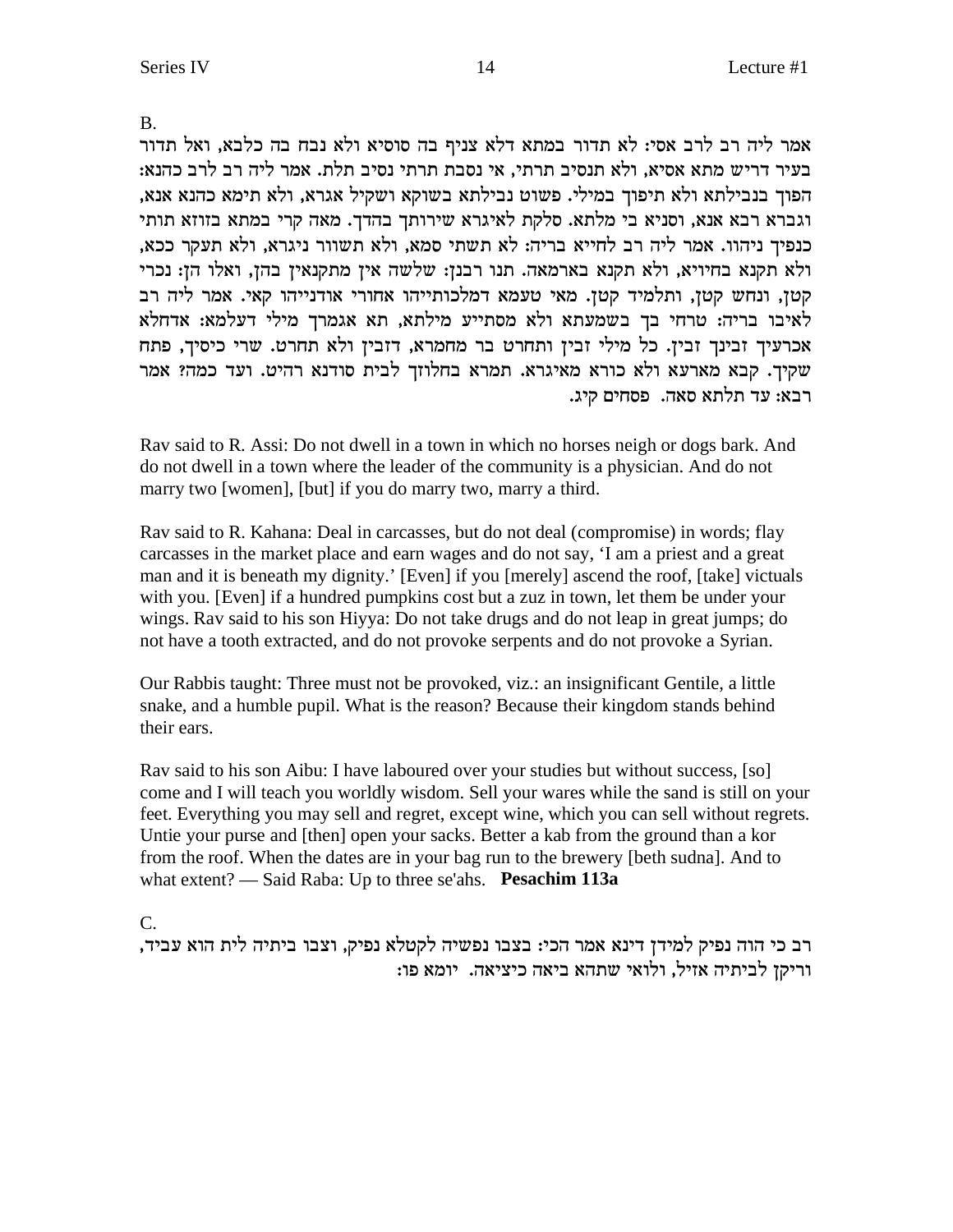B.

אמר ליה רב לרב אסי: לא תדור במתא דלא צניף בה סוסיא ולא נבח בה כלבא, ואל תדור בעיר דריש מתא אסיא, ולא תנסיב תרתי, אי נסבת תרתי נסיב תלת. אמר ליה רב לרב כהנא: הפוך בנבילתא ולא תיפוך במילי. פשוט נבילתא בשוקא ושקיל אגרא, ולא תימא כהנא אנא, וגברא רבא אנא, וסניא בי מלתא. סלקת לאיגרא שירותך בהדך. מאה קרי במתא בזוזא תותי כנפיך ניהוו. אמר ליה רב לחייא בריה: לא תשתי סמא, ולא תשוור ניגרא, ולא תעקר ככא, ולא תקנא בחיויא, ולא תקנא בארמאה. תנו רבנן: שלשה אין מתקנאין בהן, ואלו הן: נכרי קטן, ונחש קטן, ותלמיד קטן. מאי טעמא דמלכותייהו אחורי אודנייהו קאי. אמר ליה רב לאיבו בריה: טרחי בך בשמעתא ולא מסתייע מילתא, תא אגמרך מילי דעלמא: אדחלא אכרעיך זבינך זבין. כל מילי זבין ותחרט בר מחמרא, דזבין ולא תחרט. שרי כיסיך, פתח שקיך. קבא מארעא ולא כורא מאיגרא. תמרא בחלוזך לבית סודנא רהיט. ועד כמה? אמר רבא: עד תלתא סאה. פסחים קיג.

Rav said to R. Assi: Do not dwell in a town in which no horses neigh or dogs bark. And do not dwell in a town where the leader of the community is a physician. And do not marry two [women], [but] if you do marry two, marry a third.

Rav said to R. Kahana: Deal in carcasses, but do not deal (compromise) in words; flay carcasses in the market place and earn wages and do not say, 'I am a priest and a great man and it is beneath my dignity.' [Even] if you [merely] ascend the roof, [take] victuals with you. [Even] if a hundred pumpkins cost but a zuz in town, let them be under your wings. Rav said to his son Hiyya: Do not take drugs and do not leap in great jumps; do not have a tooth extracted, and do not provoke serpents and do not provoke a Syrian.

Our Rabbis taught: Three must not be provoked, viz.: an insignificant Gentile, a little snake, and a humble pupil. What is the reason? Because their kingdom stands behind their ears.

Rav said to his son Aibu: I have laboured over your studies but without success, [so] come and I will teach you worldly wisdom. Sell your wares while the sand is still on your feet. Everything you may sell and regret, except wine, which you can sell without regrets. Untie your purse and [then] open your sacks. Better a kab from the ground than a kor from the roof. When the dates are in your bag run to the brewery [beth sudna]. And to what extent? — Said Raba: Up to three se'ahs. **Pesachim 113a**

C.

רב כי הוה נפיק למידן דינא אמר הכי: בצבו נפשיה לקטלא נפיק, וצבו ביתיה לית הוא עביד, וריקן לביתיה אזיל, ולואי שתהא ביאה כיציאה. יומא פו: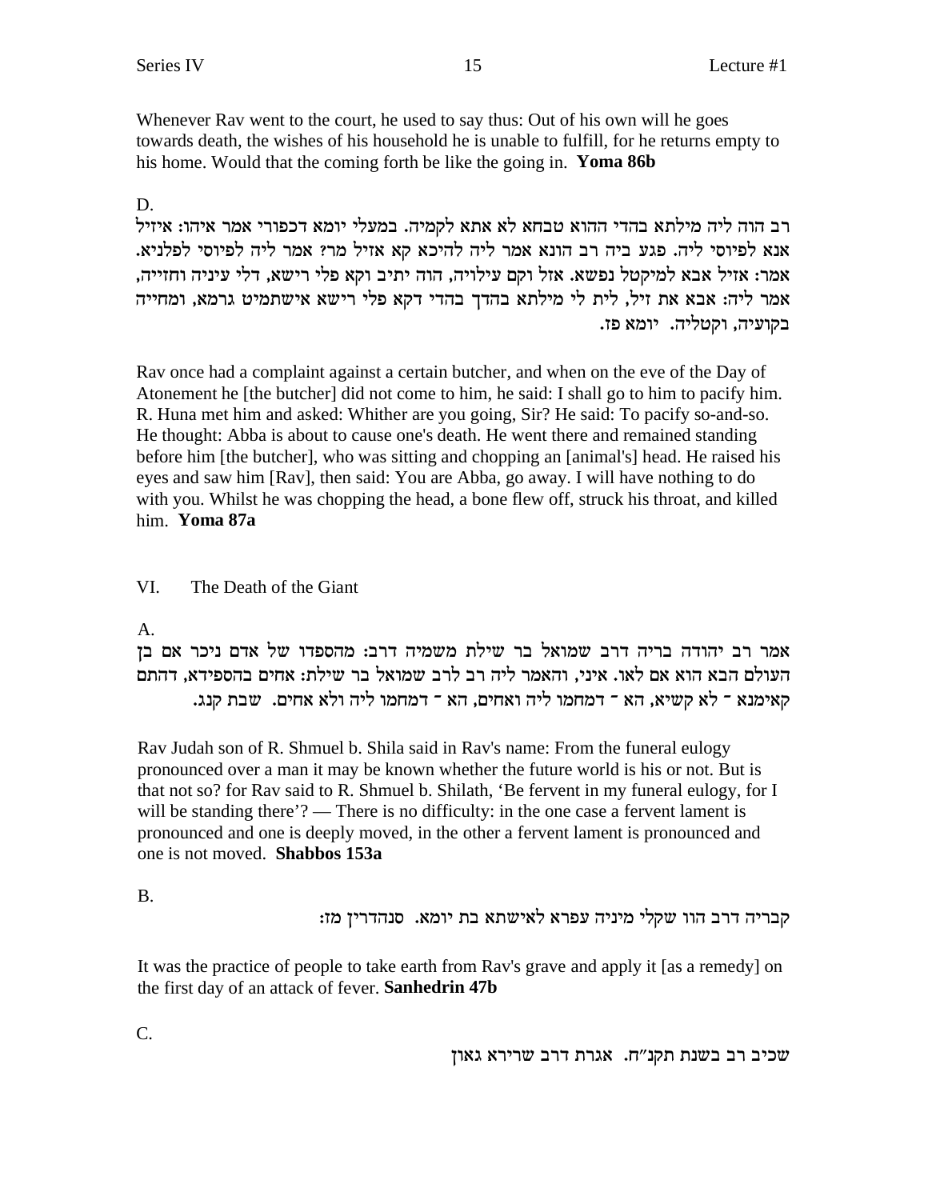Whenever Rav went to the court, he used to say thus: Out of his own will he goes towards death, the wishes of his household he is unable to fulfill, for he returns empty to his home. Would that the coming forth be like the going in. **Yoma 86b**

D.

רב הוה ליה מילתא בהדי ההוא טבחא לא אתא לקמיה. במעלי יומא דכפורי אמר איהו: איזיל אנא לפיוסי ליה. פגע ביה רב הונא אמר ליה להיכא קא אזיל מר? אמר ליה לפיוסי לפלניא. אמר: אזיל אבא למיקטל נפשא. אזל וקם עילויה, הוה יתיב וקא פלי רישא, דלי עיניה וחזייה, אמר ליה: אבא את זיל, לית לי מילתא בהדך בהדי דקא פלי רישא אישתמיט גרמא, ומחייה בקועיה, וקטליה. יומא פז.

Rav once had a complaint against a certain butcher, and when on the eve of the Day of Atonement he [the butcher] did not come to him, he said: I shall go to him to pacify him. R. Huna met him and asked: Whither are you going, Sir? He said: To pacify so-and-so. He thought: Abba is about to cause one's death. He went there and remained standing before him [the butcher], who was sitting and chopping an [animal's] head. He raised his eyes and saw him [Rav], then said: You are Abba, go away. I will have nothing to do with you. Whilst he was chopping the head, a bone flew off, struck his throat, and killed him. **Yoma 87a**

## VI. The Death of the Giant

A.

אמר רב יהודה בריה דרב שמואל בר שילת משמיה דרב: מהספדו של אדם ניכר אם בן העולם הבא הוא אם לאו. איני, והאמר ליה רב לרב שמואל בר שילת: אחים בהספידא, דהתם קאימנא ־ לא קשיא, הא ־ דמחמו ליה ואחים, הא ־ דמחמו ליה ולא אחים. שבת קנג.

Rav Judah son of R. Shmuel b. Shila said in Rav's name: From the funeral eulogy pronounced over a man it may be known whether the future world is his or not. But is that not so? for Rav said to R. Shmuel b. Shilath, 'Be fervent in my funeral eulogy, for I will be standing there'? — There is no difficulty: in the one case a fervent lament is pronounced and one is deeply moved, in the other a fervent lament is pronounced and one is not moved. **Shabbos 153a**

B.

קבריה דרב הוו שקלי מיניה עפרא לאישתא בת יומא. סנהדרין מז:

It was the practice of people to take earth from Rav's grave and apply it [as a remedy] on the first day of an attack of fever. **Sanhedrin 47b**

C.

שכיב רב בשנת תקנ"ח. אגרת דרב שרירא גאון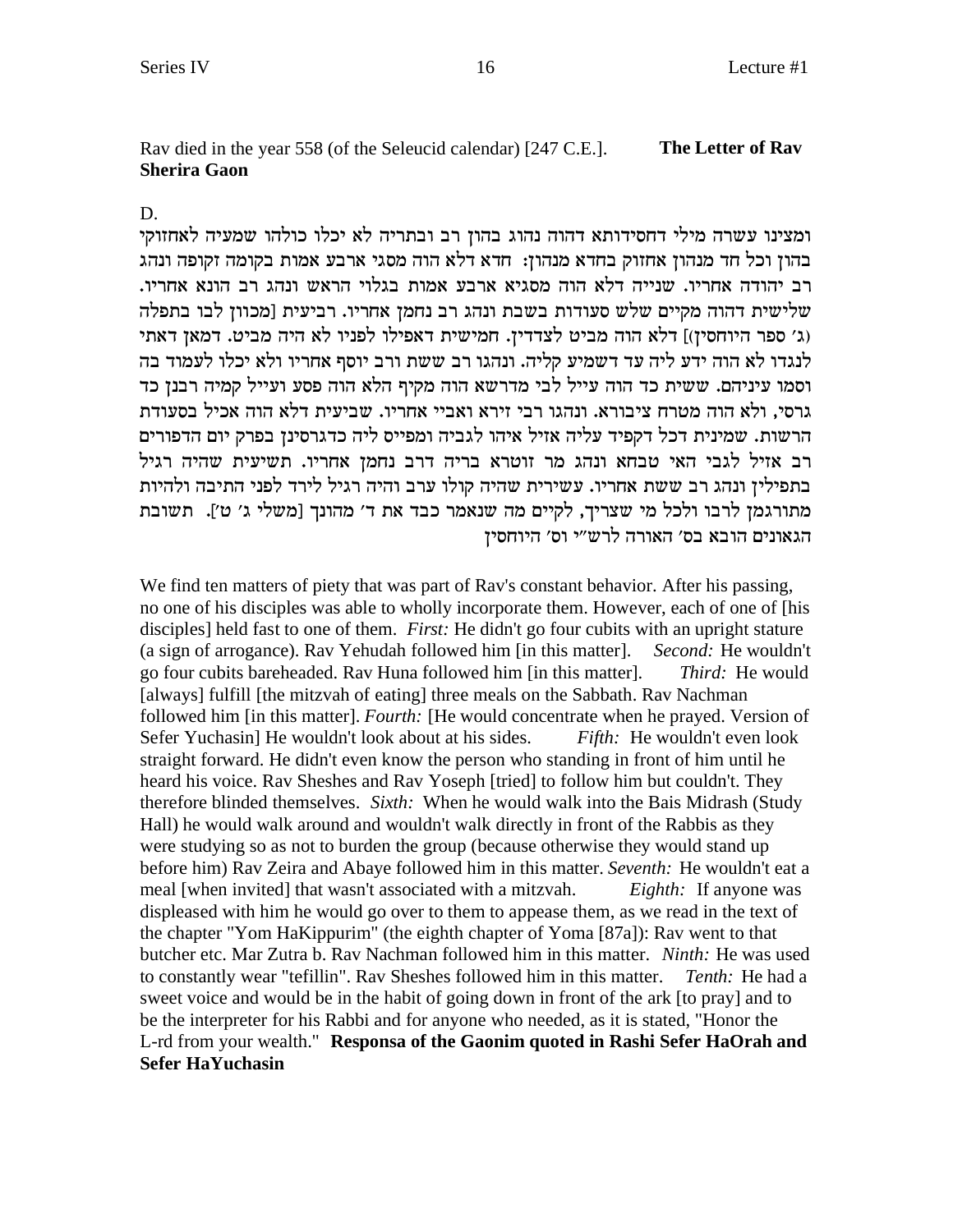Rav died in the year 558 (of the Seleucid calendar) [247 C.E.]. **The Letter of Rav Sherira Gaon**

D.

ומצינו עשרה מילי דחסידותא דהוה נהוג בהון רב ובתריה לא יכלו כולהו שמעיה לאחזוקי בהון וכל חד מנהון אחזוק בחדא מנהון: חדא דלא הוה מסגי ארבע אמות בקומה זקופה ונהג רב יהודה אחריו. שנייה דלא הוה מסגיא ארבע אמות בגלוי הראש ונהג רב הונא אחריו. שלישית דהוה מקיים שלש סעודות בשבת ונהג רב נחמן אחריו. רביעית [מכוון לבו בתפלה (ג׳ ספר היוחסין)] דלא הוה מביט לצדדין. חמישית דאפילו לפניו לא היה מביט. דמאן דאתי לנגדו לא הוה ידע ליה עד דשמיע קליה. ונהגו רב ששת ורב יוסף אחריו ולא יכלו לעמוד בה וסמו עיניהם. ששית כד הוה עייל לבי מדרשא הוה מקיף הלא הוה פסע ועייל קמיה רבנן כד גרסי, ולא הוה מטרח ציבורא. ונהגו רבי זירא ואביי אחריו. שביעית דלא הוה אכיל בסעודת הרשות. שמינית דכל דקפיד עליה אזיל איהו לגביה ומפייס ליה כדגרסינן בפרק יום הדפורים רב אזיל לגבי האי טבחא ונהג מר זוטרא בריה דרב נחמן אחריו. תשיעית שהיה רגיל בתפילין ונהג רב ששת אחריו. עשירית שהיה קולו ערב והיה רגיל לירד לפני התיבה ולהיות מתורגמן לרבו ולכל מי שצריך, לקיים מה שנאמר כבד את ד׳ מהונך [משלי ג׳ ט׳]. תשובת הגאונים הובא בס׳ האורה לרש״י וס׳ היוחסין

We find ten matters of piety that was part of Rav's constant behavior. After his passing, no one of his disciples was able to wholly incorporate them. However, each of one of [his disciples] held fast to one of them. *First:* He didn't go four cubits with an upright stature (a sign of arrogance). Rav Yehudah followed him [in this matter]. *Second:* He wouldn't go four cubits bareheaded. Rav Huna followed him [in this matter]. *Third:* He would [always] fulfill [the mitzvah of eating] three meals on the Sabbath. Rav Nachman followed him [in this matter]. *Fourth:* [He would concentrate when he prayed. Version of Sefer Yuchasin] He wouldn't look about at his sides. *Fifth:* He wouldn't even look straight forward. He didn't even know the person who standing in front of him until he heard his voice. Rav Sheshes and Rav Yoseph [tried] to follow him but couldn't. They therefore blinded themselves. *Sixth:* When he would walk into the Bais Midrash (Study Hall) he would walk around and wouldn't walk directly in front of the Rabbis as they were studying so as not to burden the group (because otherwise they would stand up before him) Rav Zeira and Abaye followed him in this matter. *Seventh:* He wouldn't eat a meal [when invited] that wasn't associated with a mitzvah. *Eighth:* If anyone was displeased with him he would go over to them to appease them, as we read in the text of the chapter "Yom HaKippurim" (the eighth chapter of Yoma [87a]): Rav went to that butcher etc. Mar Zutra b. Rav Nachman followed him in this matter. *Ninth:* He was used to constantly wear "tefillin". Rav Sheshes followed him in this matter. *Tenth:* He had a sweet voice and would be in the habit of going down in front of the ark [to pray] and to be the interpreter for his Rabbi and for anyone who needed, as it is stated, "Honor the L-rd from your wealth." **Responsa of the Gaonim quoted in Rashi Sefer HaOrah and Sefer HaYuchasin**